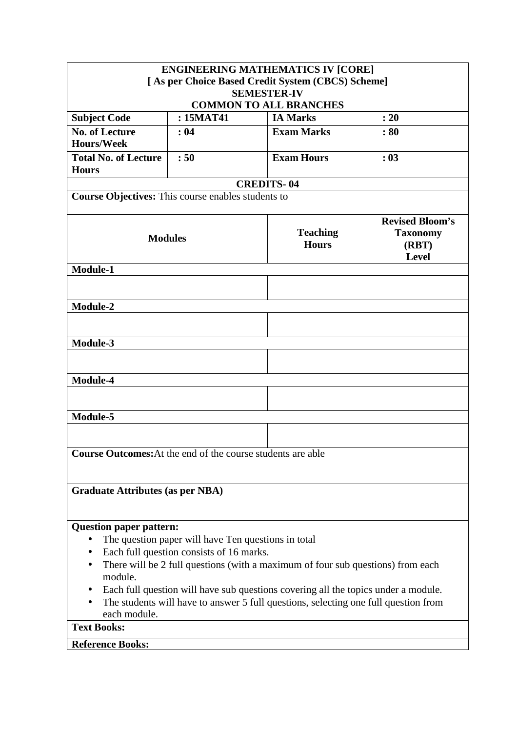**ENGINEERING MATHEMATICS IV [CORE]**
**[ As per Choice Based Credit System (CBCS) Scheme]**
**SEMESTER-IV**
**COMMON TO ALL BRANCHES**

| **Subject Code** | **: 15MAT41** | **IA Marks** | **: 20** |
|---|---|---|---|
| **No. of Lecture Hours/Week** | **: 04** | **Exam Marks** | **: 80** |
| **Total No. of Lecture Hours** | **: 50** | **Exam Hours** | **: 03** |

**CREDITS- 04**

**Course Objectives:** This course enables students to

| **Modules** | **Teaching Hours** | **Revised Bloom's Taxonomy (RBT) Level** |
|---|---|---|
| **Module-1** | | |
| | | |
| **Module-2** | | |
| | | |
| **Module-3** | | |
| | | |
| **Module-4** | | |
| | | |
| **Module-5** | | |
| | | |

**Course Outcomes:** At the end of the course students are able

**Graduate Attributes (as per NBA)**

**Question paper pattern:**

- The question paper will have Ten questions in total
- Each full question consists of 16 marks.
- There will be 2 full questions (with a maximum of four sub questions) from each module.
- Each full question will have sub questions covering all the topics under a module.
- The students will have to answer 5 full questions, selecting one full question from each module.

**Text Books:**

**Reference Books:**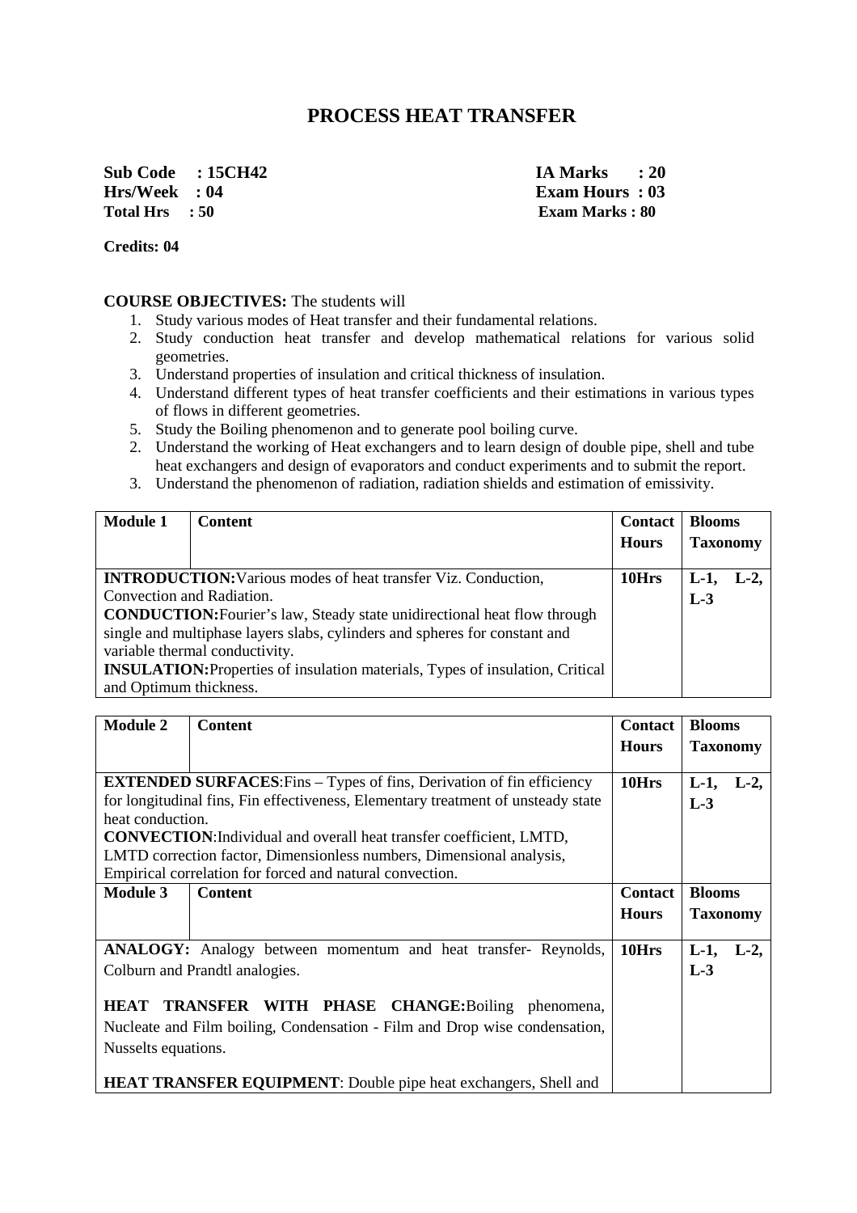# PROCESS HEAT TRANSFER

**Sub Code : 15CH42** **IA Marks : 20**
**Hrs/Week : 04** **Exam Hours : 03**
**Total Hrs : 50** **Exam Marks : 80**

**Credits: 04**

**COURSE OBJECTIVES:** The students will

1. Study various modes of Heat transfer and their fundamental relations.
2. Study conduction heat transfer and develop mathematical relations for various solid geometries.
3. Understand properties of insulation and critical thickness of insulation.
4. Understand different types of heat transfer coefficients and their estimations in various types of flows in different geometries.
5. Study the Boiling phenomenon and to generate pool boiling curve.
2. Understand the working of Heat exchangers and to learn design of double pipe, shell and tube heat exchangers and design of evaporators and conduct experiments and to submit the report.
3. Understand the phenomenon of radiation, radiation shields and estimation of emissivity.

| **Module 1** | **Content** | **Contact Hours** | **Blooms Taxonomy** |
|---|---|---|---|
| **INTRODUCTION:** Various modes of heat transfer Viz. Conduction, Convection and Radiation. **CONDUCTION:** Fourier's law, Steady state unidirectional heat flow through single and multiphase layers slabs, cylinders and spheres for constant and variable thermal conductivity. **INSULATION:** Properties of insulation materials, Types of insulation, Critical and Optimum thickness. | | **10Hrs** | **L-1, L-2, L-3** |

| **Module 2** | **Content** | **Contact Hours** | **Blooms Taxonomy** |
|---|---|---|---|
| **EXTENDED SURFACES**: Fins – Types of fins, Derivation of fin efficiency for longitudinal fins, Fin effectiveness, Elementary treatment of unsteady state heat conduction. **CONVECTION**: Individual and overall heat transfer coefficient, LMTD, LMTD correction factor, Dimensionless numbers, Dimensional analysis, Empirical correlation for forced and natural convection. | | **10Hrs** | **L-1, L-2, L-3** |
| **Module 3** | **Content** | **Contact Hours** | **Blooms Taxonomy** |
| **ANALOGY:** Analogy between momentum and heat transfer- Reynolds, Colburn and Prandtl analogies. **HEAT TRANSFER WITH PHASE CHANGE:** Boiling phenomena, Nucleate and Film boiling, Condensation - Film and Drop wise condensation, Nusselts equations. **HEAT TRANSFER EQUIPMENT**: Double pipe heat exchangers, Shell and | | **10Hrs** | **L-1, L-2, L-3** |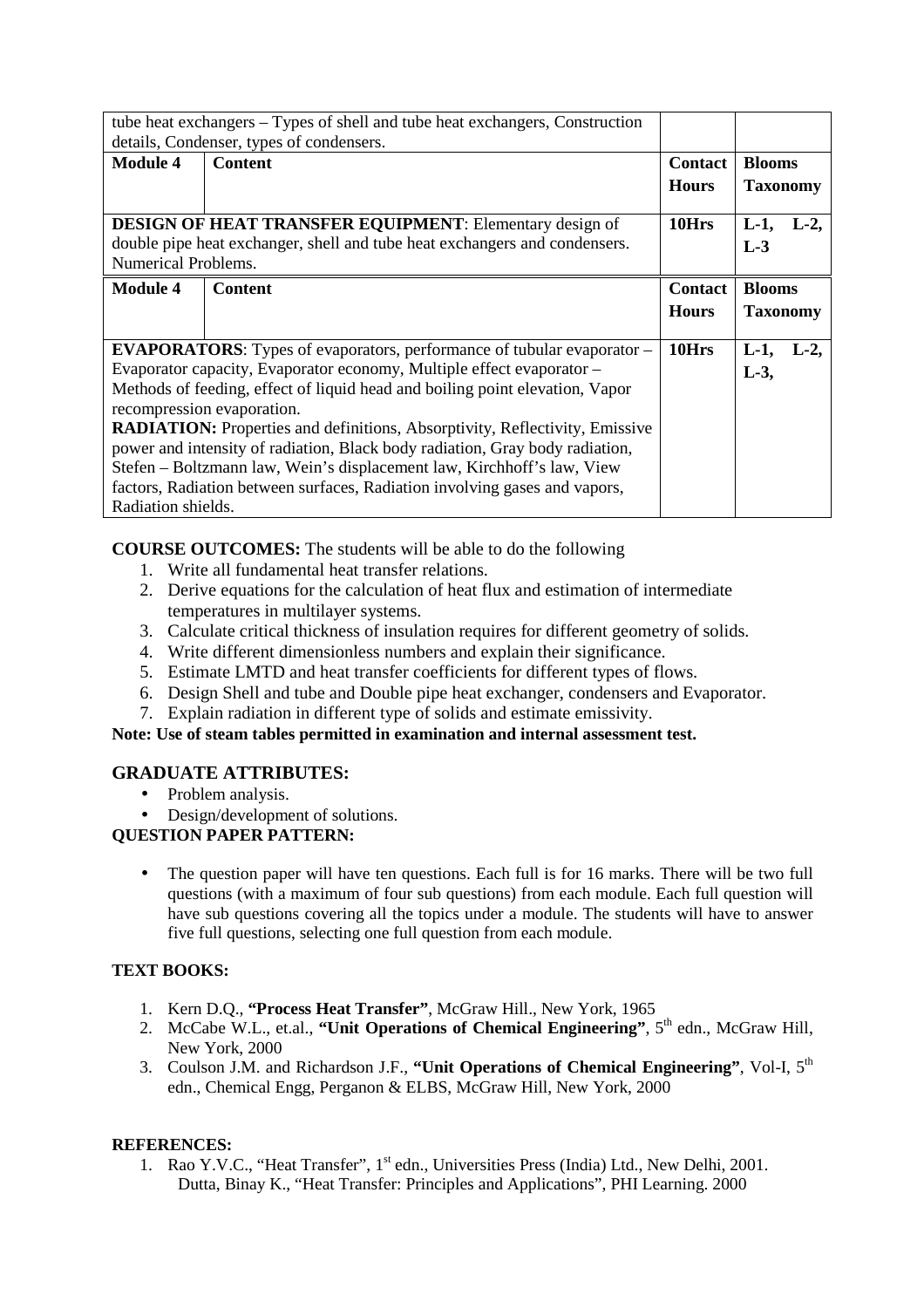| tube heat exchangers – Types of shell and tube heat exchangers, Construction details, Condenser, types of condensers. | | | |
|---|---|---|---|
| **Module 4** | **Content** | **Contact Hours** | **Blooms Taxonomy** |
| **DESIGN OF HEAT TRANSFER EQUIPMENT**: Elementary design of double pipe heat exchanger, shell and tube heat exchangers and condensers. Numerical Problems. | | **10Hrs** | **L-1, L-2, L-3** |
| **Module 4** | **Content** | **Contact Hours** | **Blooms Taxonomy** |
| **EVAPORATORS**: Types of evaporators, performance of tubular evaporator – Evaporator capacity, Evaporator economy, Multiple effect evaporator – Methods of feeding, effect of liquid head and boiling point elevation, Vapor recompression evaporation. **RADIATION:** Properties and definitions, Absorptivity, Reflectivity, Emissive power and intensity of radiation, Black body radiation, Gray body radiation, Stefen – Boltzmann law, Wein's displacement law, Kirchhoff's law, View factors, Radiation between surfaces, Radiation involving gases and vapors, Radiation shields. | | **10Hrs** | **L-1, L-2, L-3,** |

**COURSE OUTCOMES:** The students will be able to do the following

1. Write all fundamental heat transfer relations.
2. Derive equations for the calculation of heat flux and estimation of intermediate temperatures in multilayer systems.
3. Calculate critical thickness of insulation requires for different geometry of solids.
4. Write different dimensionless numbers and explain their significance.
5. Estimate LMTD and heat transfer coefficients for different types of flows.
6. Design Shell and tube and Double pipe heat exchanger, condensers and Evaporator.
7. Explain radiation in different type of solids and estimate emissivity.

**Note: Use of steam tables permitted in examination and internal assessment test.**

## GRADUATE ATTRIBUTES:

- Problem analysis.
- Design/development of solutions.

**QUESTION PAPER PATTERN:**

- The question paper will have ten questions. Each full is for 16 marks. There will be two full questions (with a maximum of four sub questions) from each module. Each full question will have sub questions covering all the topics under a module. The students will have to answer five full questions, selecting one full question from each module.

**TEXT BOOKS:**

1. Kern D.Q., **"Process Heat Transfer"**, McGraw Hill., New York, 1965
2. McCabe W.L., et.al., **"Unit Operations of Chemical Engineering"**, 5th edn., McGraw Hill, New York, 2000
3. Coulson J.M. and Richardson J.F., **"Unit Operations of Chemical Engineering"**, Vol-I, 5th edn., Chemical Engg, Perganon & ELBS, McGraw Hill, New York, 2000

**REFERENCES:**

1. Rao Y.V.C., "Heat Transfer", 1st edn., Universities Press (India) Ltd., New Delhi, 2001.
   Dutta, Binay K., "Heat Transfer: Principles and Applications", PHI Learning. 2000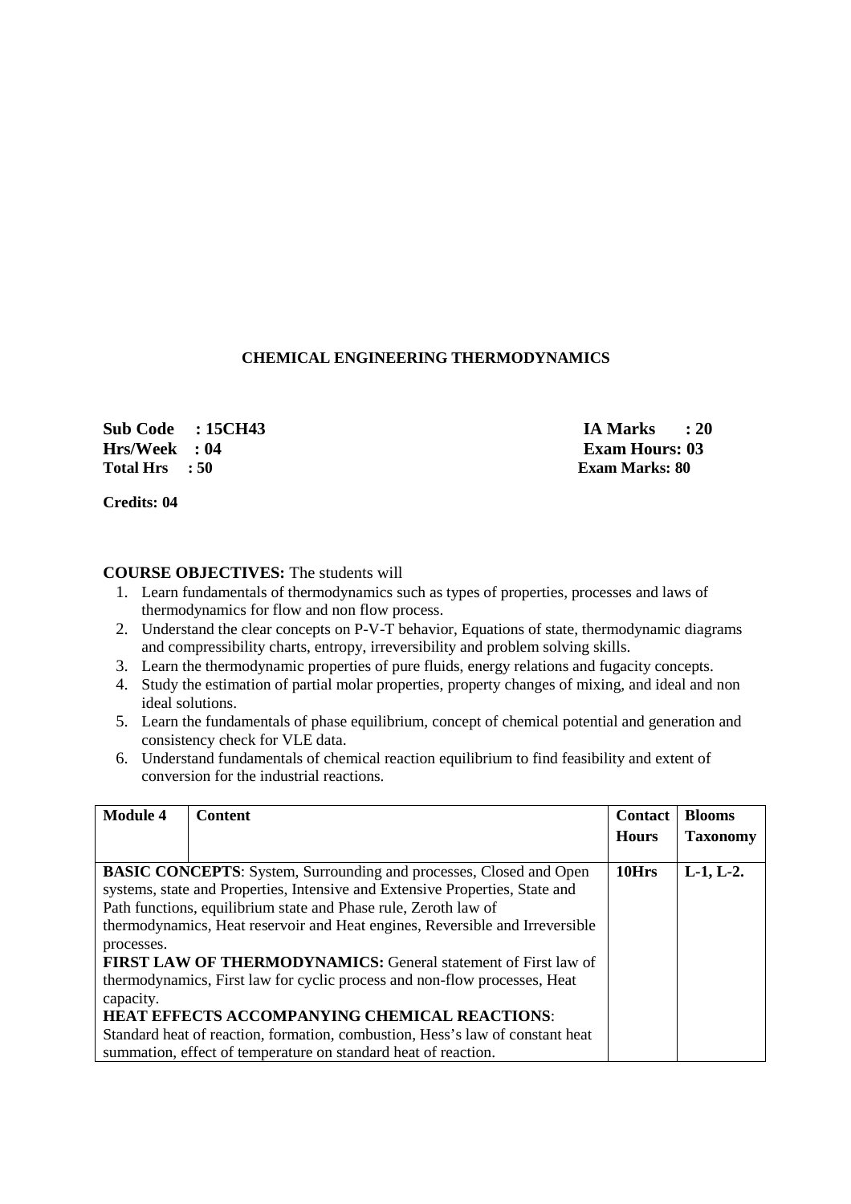## CHEMICAL ENGINEERING THERMODYNAMICS

**Sub Code : 15CH43** | **IA Marks : 20**
**Hrs/Week : 04** | **Exam Hours: 03**
**Total Hrs : 50** | **Exam Marks: 80**

**Credits: 04**

**COURSE OBJECTIVES:** The students will

1. Learn fundamentals of thermodynamics such as types of properties, processes and laws of thermodynamics for flow and non flow process.
2. Understand the clear concepts on P-V-T behavior, Equations of state, thermodynamic diagrams and compressibility charts, entropy, irreversibility and problem solving skills.
3. Learn the thermodynamic properties of pure fluids, energy relations and fugacity concepts.
4. Study the estimation of partial molar properties, property changes of mixing, and ideal and non ideal solutions.
5. Learn the fundamentals of phase equilibrium, concept of chemical potential and generation and consistency check for VLE data.
6. Understand fundamentals of chemical reaction equilibrium to find feasibility and extent of conversion for the industrial reactions.

| **Module 4** | **Content** | **Contact Hours** | **Blooms Taxonomy** |
|---|---|---|---|
| **BASIC CONCEPTS**: System, Surrounding and processes, Closed and Open systems, state and Properties, Intensive and Extensive Properties, State and Path functions, equilibrium state and Phase rule, Zeroth law of thermodynamics, Heat reservoir and Heat engines, Reversible and Irreversible processes. **FIRST LAW OF THERMODYNAMICS:** General statement of First law of thermodynamics, First law for cyclic process and non-flow processes, Heat capacity. **HEAT EFFECTS ACCOMPANYING CHEMICAL REACTIONS**: Standard heat of reaction, formation, combustion, Hess's law of constant heat summation, effect of temperature on standard heat of reaction. | | **10Hrs** | **L-1, L-2.** |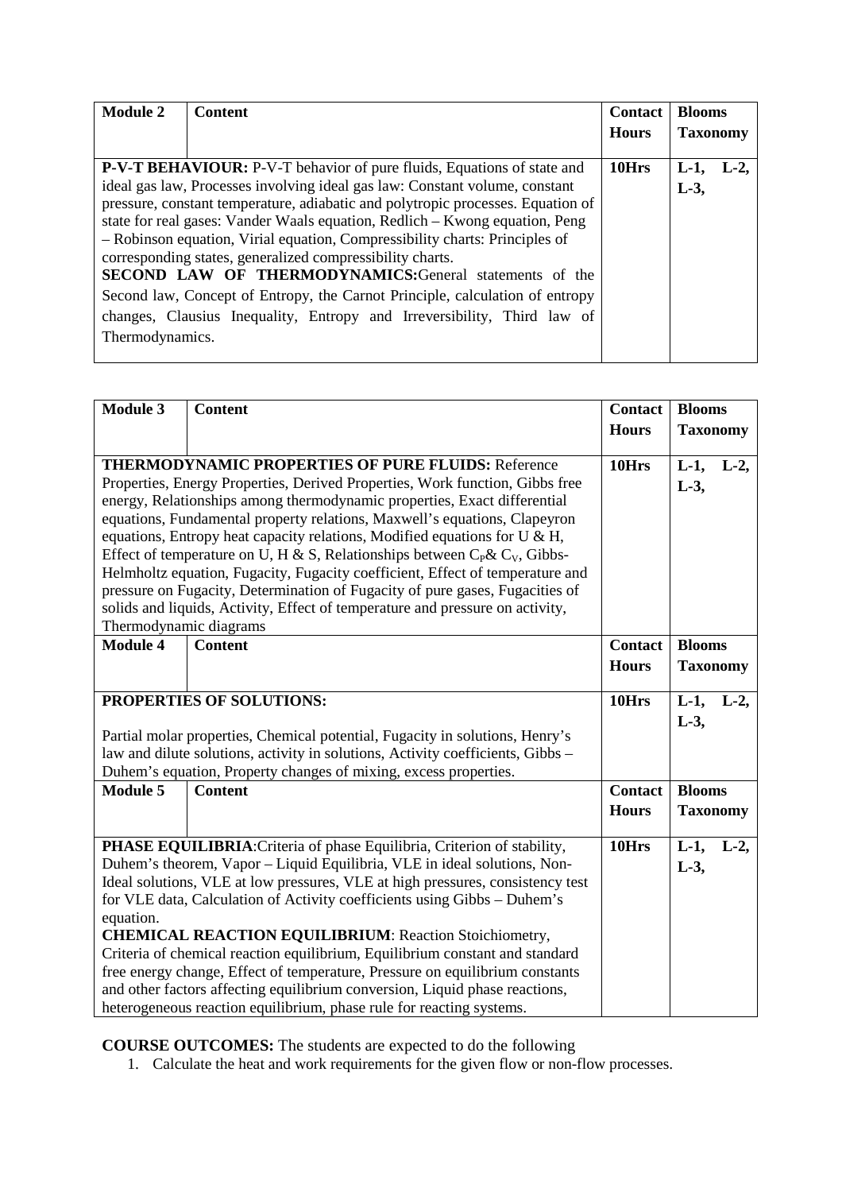| Module 2 | Content | Contact Hours | Blooms Taxonomy |
|---|---|---|---|
| **P-V-T BEHAVIOUR:** P-V-T behavior of pure fluids, Equations of state and ideal gas law, Processes involving ideal gas law: Constant volume, constant pressure, constant temperature, adiabatic and polytropic processes. Equation of state for real gases: Vander Waals equation, Redlich – Kwong equation, Peng – Robinson equation, Virial equation, Compressibility charts: Principles of corresponding states, generalized compressibility charts. **SECOND LAW OF THERMODYNAMICS:** General statements of the Second law, Concept of Entropy, the Carnot Principle, calculation of entropy changes, Clausius Inequality, Entropy and Irreversibility, Third law of Thermodynamics. | | **10Hrs** | **L-1, L-2, L-3,** |

| Module 3 | Content | Contact Hours | Blooms Taxonomy |
|---|---|---|---|
| **THERMODYNAMIC PROPERTIES OF PURE FLUIDS:** Reference Properties, Energy Properties, Derived Properties, Work function, Gibbs free energy, Relationships among thermodynamic properties, Exact differential equations, Fundamental property relations, Maxwell's equations, Clapeyron equations, Entropy heat capacity relations, Modified equations for U & H, Effect of temperature on U, H & S, Relationships between $C_P$ & $C_V$, Gibbs-Helmholtz equation, Fugacity, Fugacity coefficient, Effect of temperature and pressure on Fugacity, Determination of Fugacity of pure gases, Fugacities of solids and liquids, Activity, Effect of temperature and pressure on activity, Thermodynamic diagrams | | **10Hrs** | **L-1, L-2, L-3,** |
| **Module 4** | **Content** | **Contact Hours** | **Blooms Taxonomy** |
| **PROPERTIES OF SOLUTIONS:** Partial molar properties, Chemical potential, Fugacity in solutions, Henry's law and dilute solutions, activity in solutions, Activity coefficients, Gibbs – Duhem's equation, Property changes of mixing, excess properties. | | **10Hrs** | **L-1, L-2, L-3,** |
| **Module 5** | **Content** | **Contact Hours** | **Blooms Taxonomy** |
| **PHASE EQUILIBRIA:** Criteria of phase Equilibria, Criterion of stability, Duhem's theorem, Vapor – Liquid Equilibria, VLE in ideal solutions, Non-Ideal solutions, VLE at low pressures, VLE at high pressures, consistency test for VLE data, Calculation of Activity coefficients using Gibbs – Duhem's equation. **CHEMICAL REACTION EQUILIBRIUM**: Reaction Stoichiometry, Criteria of chemical reaction equilibrium, Equilibrium constant and standard free energy change, Effect of temperature, Pressure on equilibrium constants and other factors affecting equilibrium conversion, Liquid phase reactions, heterogeneous reaction equilibrium, phase rule for reacting systems. | | **10Hrs** | **L-1, L-2, L-3,** |

**COURSE OUTCOMES:** The students are expected to do the following

1. Calculate the heat and work requirements for the given flow or non-flow processes.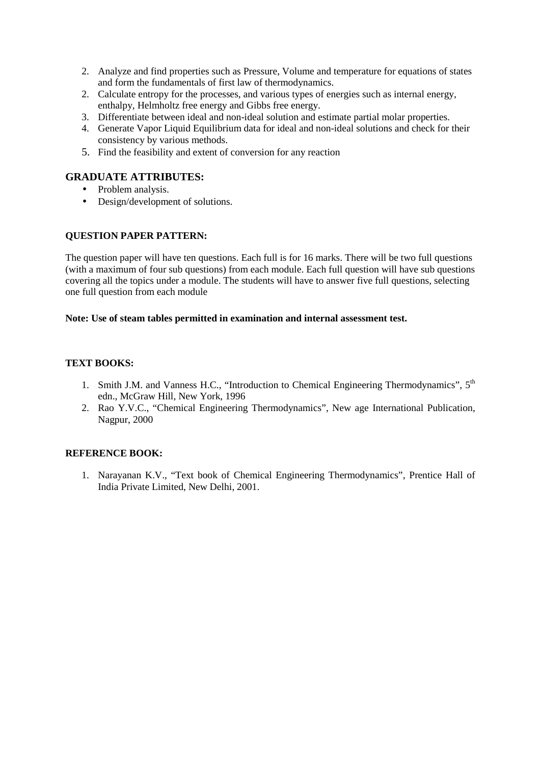2. Analyze and find properties such as Pressure, Volume and temperature for equations of states and form the fundamentals of first law of thermodynamics.
2. Calculate entropy for the processes, and various types of energies such as internal energy, enthalpy, Helmholtz free energy and Gibbs free energy.
3. Differentiate between ideal and non-ideal solution and estimate partial molar properties.
4. Generate Vapor Liquid Equilibrium data for ideal and non-ideal solutions and check for their consistency by various methods.
5. Find the feasibility and extent of conversion for any reaction

## GRADUATE ATTRIBUTES:

- Problem analysis.
- Design/development of solutions.

**QUESTION PAPER PATTERN:**

The question paper will have ten questions. Each full is for 16 marks. There will be two full questions (with a maximum of four sub questions) from each module. Each full question will have sub questions covering all the topics under a module. The students will have to answer five full questions, selecting one full question from each module

**Note: Use of steam tables permitted in examination and internal assessment test.**

**TEXT BOOKS:**

1. Smith J.M. and Vanness H.C., "Introduction to Chemical Engineering Thermodynamics", 5th edn., McGraw Hill, New York, 1996
2. Rao Y.V.C., "Chemical Engineering Thermodynamics", New age International Publication, Nagpur, 2000

**REFERENCE BOOK:**

1. Narayanan K.V., "Text book of Chemical Engineering Thermodynamics", Prentice Hall of India Private Limited, New Delhi, 2001.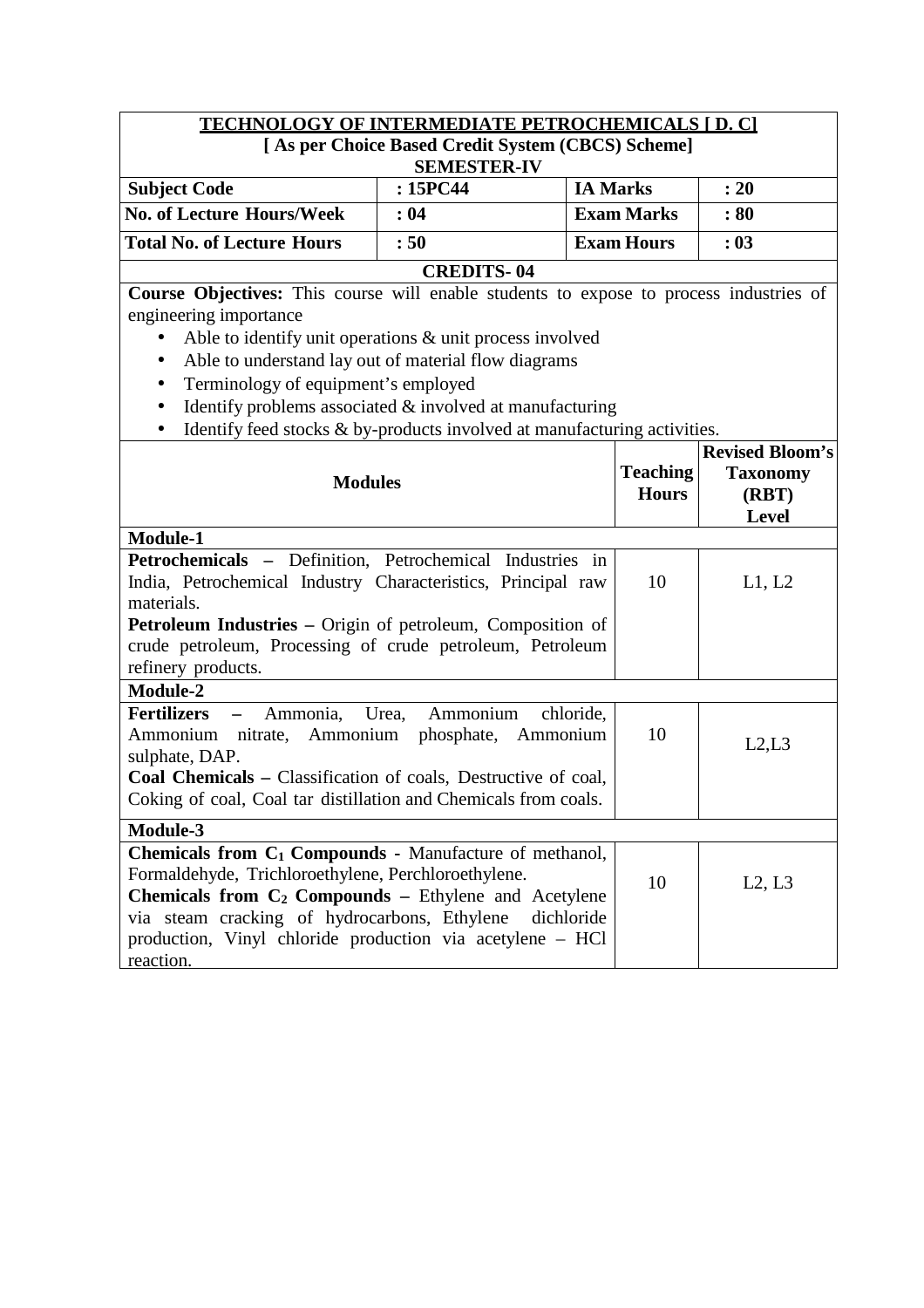## TECHNOLOGY OF INTERMEDIATE PETROCHEMICALS [ D. C]

**[ As per Choice Based Credit System (CBCS) Scheme]**

**SEMESTER-IV**

| | | | |
|---|---|---|---|
| **Subject Code** | **: 15PC44** | **IA Marks** | **: 20** |
| **No. of Lecture Hours/Week** | **: 04** | **Exam Marks** | **: 80** |
| **Total No. of Lecture Hours** | **: 50** | **Exam Hours** | **: 03** |

**CREDITS- 04**

**Course Objectives:** This course will enable students to expose to process industries of engineering importance

- Able to identify unit operations & unit process involved
- Able to understand lay out of material flow diagrams
- Terminology of equipment's employed
- Identify problems associated & involved at manufacturing
- Identify feed stocks & by-products involved at manufacturing activities.

| **Modules** | **Teaching Hours** | **Revised Bloom's Taxonomy (RBT) Level** |
|---|---|---|
| **Module-1** | | |
| **Petrochemicals –** Definition, Petrochemical Industries in India, Petrochemical Industry Characteristics, Principal raw materials. **Petroleum Industries –** Origin of petroleum, Composition of crude petroleum, Processing of crude petroleum, Petroleum refinery products. | 10 | L1, L2 |
| **Module-2** | | |
| **Fertilizers –** Ammonia, Urea, Ammonium chloride, Ammonium nitrate, Ammonium phosphate, Ammonium sulphate, DAP. **Coal Chemicals –** Classification of coals, Destructive of coal, Coking of coal, Coal tar distillation and Chemicals from coals. | 10 | L2,L3 |
| **Module-3** | | |
| **Chemicals from $C_1$ Compounds -** Manufacture of methanol, Formaldehyde, Trichloroethylene, Perchloroethylene. **Chemicals from $C_2$ Compounds –** Ethylene and Acetylene via steam cracking of hydrocarbons, Ethylene dichloride production, Vinyl chloride production via acetylene – HCl reaction. | 10 | L2, L3 |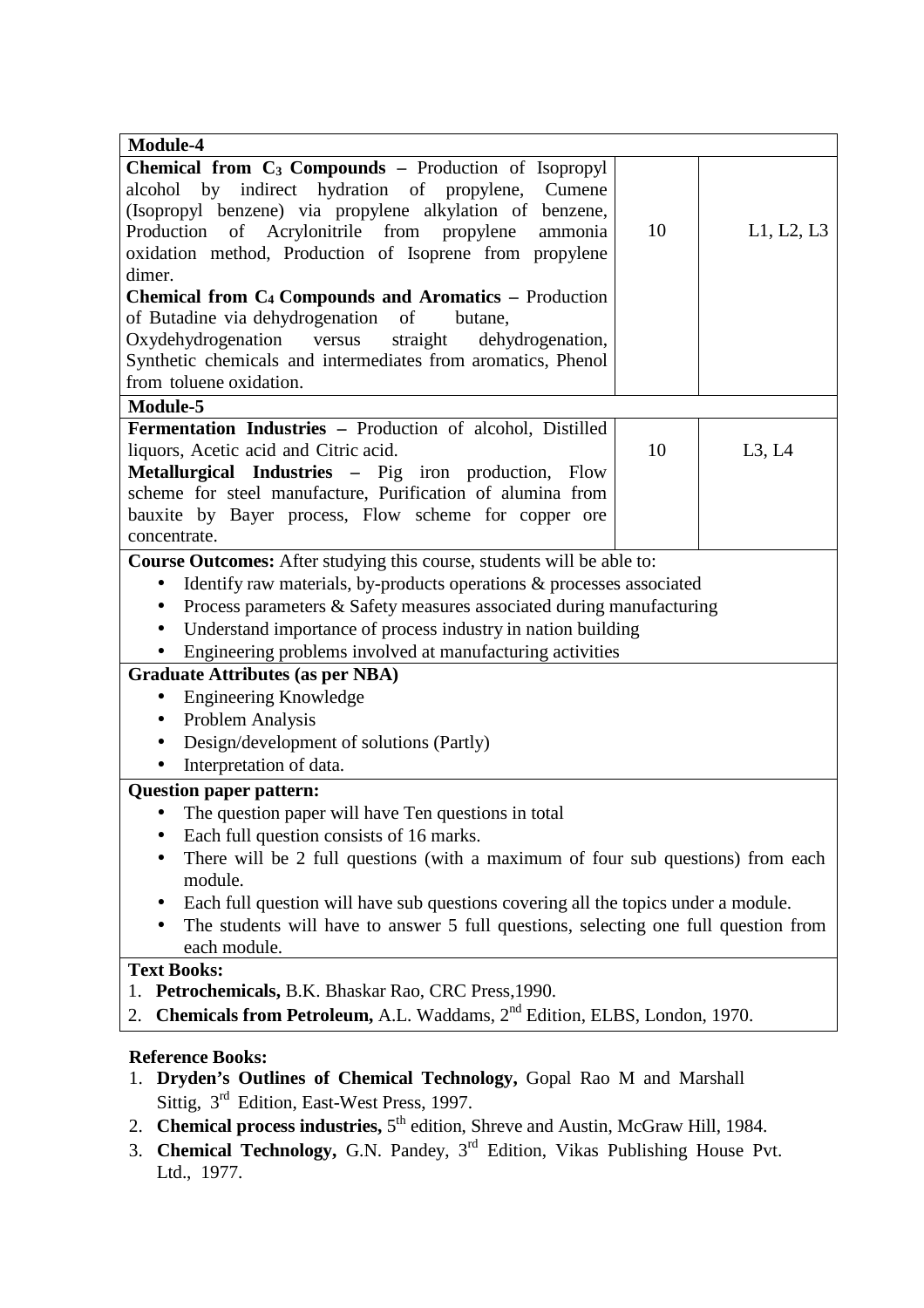| Module-4 | | |
|---|---|---|
| **Chemical from $C_3$ Compounds –** Production of Isopropyl alcohol by indirect hydration of propylene, Cumene (Isopropyl benzene) via propylene alkylation of benzene, Production of Acrylonitrile from propylene ammonia oxidation method, Production of Isoprene from propylene dimer.<br>**Chemical from $C_4$ Compounds and Aromatics –** Production of Butadine via dehydrogenation of butane, Oxydehydrogenation versus straight dehydrogenation, Synthetic chemicals and intermediates from aromatics, Phenol from toluene oxidation. | 10 | L1, L2, L3 |
| **Module-5** | | |
| **Fermentation Industries –** Production of alcohol, Distilled liquors, Acetic acid and Citric acid.<br>**Metallurgical Industries –** Pig iron production, Flow scheme for steel manufacture, Purification of alumina from bauxite by Bayer process, Flow scheme for copper ore concentrate. | 10 | L3, L4 |

**Course Outcomes:** After studying this course, students will be able to:

- Identify raw materials, by-products operations & processes associated
- Process parameters & Safety measures associated during manufacturing
- Understand importance of process industry in nation building
- Engineering problems involved at manufacturing activities

**Graduate Attributes (as per NBA)**

- Engineering Knowledge
- Problem Analysis
- Design/development of solutions (Partly)
- Interpretation of data.

**Question paper pattern:**

- The question paper will have Ten questions in total
- Each full question consists of 16 marks.
- There will be 2 full questions (with a maximum of four sub questions) from each module.
- Each full question will have sub questions covering all the topics under a module.
- The students will have to answer 5 full questions, selecting one full question from each module.

**Text Books:**

1. **Petrochemicals,** B.K. Bhaskar Rao, CRC Press,1990.
2. **Chemicals from Petroleum,** A.L. Waddams, 2nd Edition, ELBS, London, 1970.

**Reference Books:**

1. **Dryden's Outlines of Chemical Technology,** Gopal Rao M and Marshall Sittig, 3rd Edition, East-West Press, 1997.
2. **Chemical process industries,** 5th edition, Shreve and Austin, McGraw Hill, 1984.
3. **Chemical Technology,** G.N. Pandey, 3rd Edition, Vikas Publishing House Pvt. Ltd., 1977.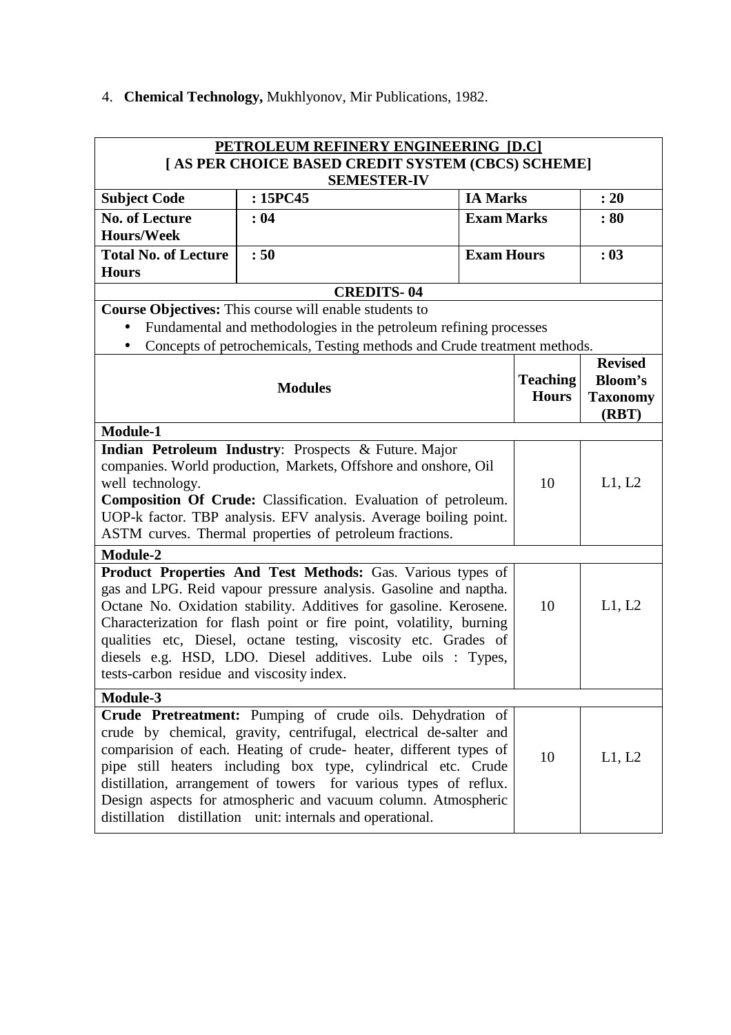4. **Chemical Technology,** Mukhlyonov, Mir Publications, 1982.

| **PETROLEUM REFINERY ENGINEERING [D.C]<br>[ AS PER CHOICE BASED CREDIT SYSTEM (CBCS) SCHEME]<br>SEMESTER-IV** | | | |
|---|---|---|---|
| **Subject Code** | **: 15PC45** | **IA Marks** | **: 20** |
| **No. of Lecture Hours/Week** | **: 04** | **Exam Marks** | **: 80** |
| **Total No. of Lecture Hours** | **: 50** | **Exam Hours** | **: 03** |
| **CREDITS- 04** | | | |

**Course Objectives:** This course will enable students to

- Fundamental and methodologies in the petroleum refining processes
- Concepts of petrochemicals, Testing methods and Crude treatment methods.

| **Modules** | **Teaching Hours** | **Revised Bloom's Taxonomy (RBT)** |
|---|---|---|
| **Module-1** | | |
| **Indian Petroleum Industry**: Prospects & Future. Major companies. World production, Markets, Offshore and onshore, Oil well technology.<br>**Composition Of Crude:** Classification. Evaluation of petroleum. UOP-k factor. TBP analysis. EFV analysis. Average boiling point. ASTM curves. Thermal properties of petroleum fractions. | 10 | L1, L2 |
| **Module-2** | | |
| **Product Properties And Test Methods:** Gas. Various types of gas and LPG. Reid vapour pressure analysis. Gasoline and naptha. Octane No. Oxidation stability. Additives for gasoline. Kerosene. Characterization for flash point or fire point, volatility, burning qualities etc, Diesel, octane testing, viscosity etc. Grades of diesels e.g. HSD, LDO. Diesel additives. Lube oils : Types, tests-carbon residue and viscosity index. | 10 | L1, L2 |
| **Module-3** | | |
| **Crude Pretreatment:** Pumping of crude oils. Dehydration of crude by chemical, gravity, centrifugal, electrical de-salter and comparision of each. Heating of crude- heater, different types of pipe still heaters including box type, cylindrical etc. Crude distillation, arrangement of towers for various types of reflux. Design aspects for atmospheric and vacuum column. Atmospheric distillation distillation unit: internals and operational. | 10 | L1, L2 |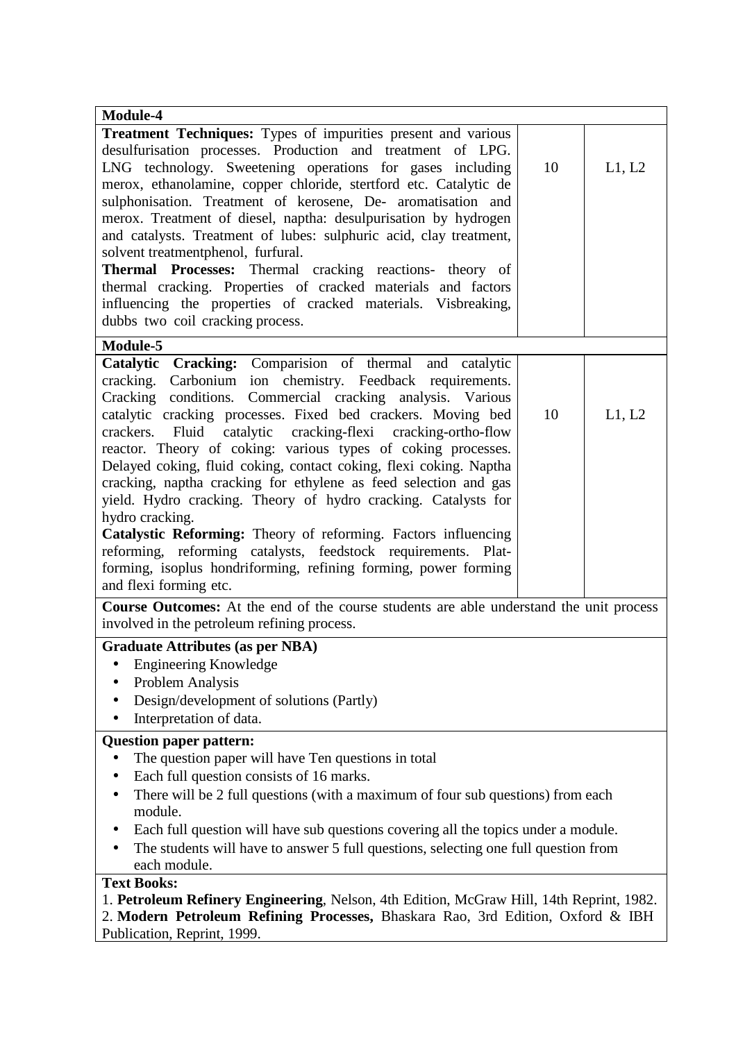| Module-4 | | |
|---|---|---|
| **Treatment Techniques:** Types of impurities present and various desulfurisation processes. Production and treatment of LPG. LNG technology. Sweetening operations for gases including merox, ethanolamine, copper chloride, stertford etc. Catalytic de sulphonisation. Treatment of kerosene, De- aromatisation and merox. Treatment of diesel, naptha: desulpurisation by hydrogen and catalysts. Treatment of lubes: sulphuric acid, clay treatment, solvent treatmentphenol, furfural.<br>**Thermal Processes:** Thermal cracking reactions- theory of thermal cracking. Properties of cracked materials and factors influencing the properties of cracked materials. Visbreaking, dubbs two coil cracking process. | 10 | L1, L2 |
| **Module-5** | | |
| **Catalytic Cracking:** Comparision of thermal and catalytic cracking. Carbonium ion chemistry. Feedback requirements. Cracking conditions. Commercial cracking analysis. Various catalytic cracking processes. Fixed bed crackers. Moving bed crackers. Fluid catalytic cracking-flexi cracking-ortho-flow reactor. Theory of coking: various types of coking processes. Delayed coking, fluid coking, contact coking, flexi coking. Naptha cracking, naptha cracking for ethylene as feed selection and gas yield. Hydro cracking. Theory of hydro cracking. Catalysts for hydro cracking.<br>**Catalystic Reforming:** Theory of reforming. Factors influencing reforming, reforming catalysts, feedstock requirements. Plat-forming, isoplus hondriforming, refining forming, power forming and flexi forming etc. | 10 | L1, L2 |

**Course Outcomes:** At the end of the course students are able understand the unit process involved in the petroleum refining process.

**Graduate Attributes (as per NBA)**

- Engineering Knowledge
- Problem Analysis
- Design/development of solutions (Partly)
- Interpretation of data.

**Question paper pattern:**

- The question paper will have Ten questions in total
- Each full question consists of 16 marks.
- There will be 2 full questions (with a maximum of four sub questions) from each module.
- Each full question will have sub questions covering all the topics under a module.
- The students will have to answer 5 full questions, selecting one full question from each module.

**Text Books:**

1. **Petroleum Refinery Engineering**, Nelson, 4th Edition, McGraw Hill, 14th Reprint, 1982.
2. **Modern Petroleum Refining Processes,** Bhaskara Rao, 3rd Edition, Oxford & IBH Publication, Reprint, 1999.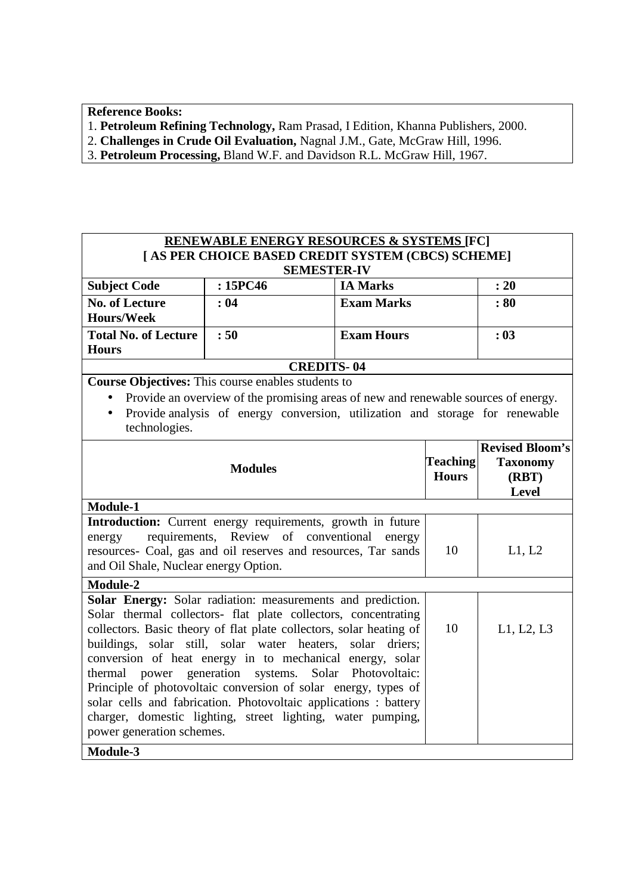**Reference Books:**

1. **Petroleum Refining Technology,** Ram Prasad, I Edition, Khanna Publishers, 2000.
2. **Challenges in Crude Oil Evaluation,** Nagnal J.M., Gate, McGraw Hill, 1996.
3. **Petroleum Processing,** Bland W.F. and Davidson R.L. McGraw Hill, 1967.

**RENEWABLE ENERGY RESOURCES & SYSTEMS [FC]**
**[ AS PER CHOICE BASED CREDIT SYSTEM (CBCS) SCHEME]**
**SEMESTER-IV**

| **Subject Code** | **: 15PC46** | **IA Marks** | **: 20** |
|---|---|---|---|
| **No. of Lecture Hours/Week** | **: 04** | **Exam Marks** | **: 80** |
| **Total No. of Lecture Hours** | **: 50** | **Exam Hours** | **: 03** |

**CREDITS- 04**

**Course Objectives:** This course enables students to

- Provide an overview of the promising areas of new and renewable sources of energy.
- Provide analysis of energy conversion, utilization and storage for renewable technologies.

| **Modules** | **Teaching Hours** | **Revised Bloom's Taxonomy (RBT) Level** |
|---|---|---|
| **Module-1** | | |
| **Introduction:** Current energy requirements, growth in future energy requirements, Review of conventional energy resources- Coal, gas and oil reserves and resources, Tar sands and Oil Shale, Nuclear energy Option. | 10 | L1, L2 |
| **Module-2** | | |
| **Solar Energy:** Solar radiation: measurements and prediction. Solar thermal collectors- flat plate collectors, concentrating collectors. Basic theory of flat plate collectors, solar heating of buildings, solar still, solar water heaters, solar driers; conversion of heat energy in to mechanical energy, solar thermal power generation systems. Solar Photovoltaic: Principle of photovoltaic conversion of solar energy, types of solar cells and fabrication. Photovoltaic applications : battery charger, domestic lighting, street lighting, water pumping, power generation schemes. | 10 | L1, L2, L3 |
| **Module-3** | | |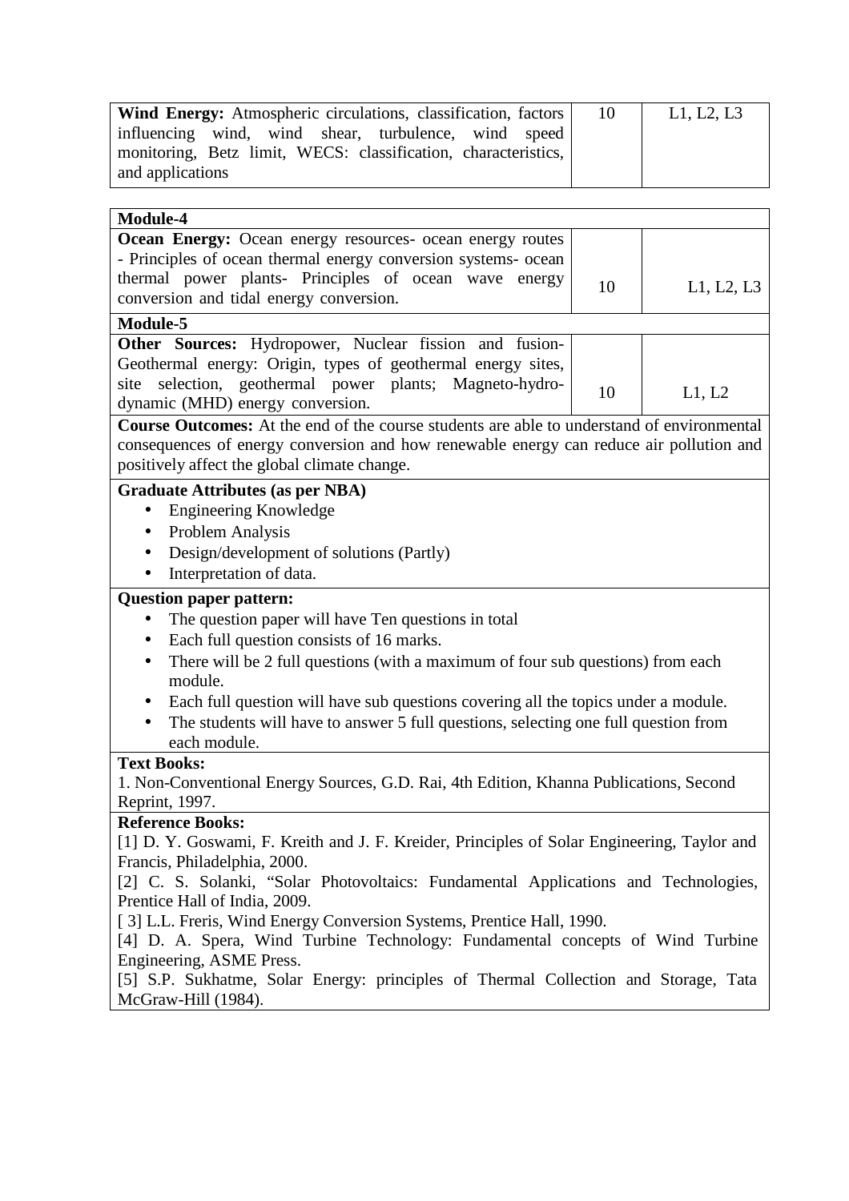| | | |
|---|---|---|
| **Wind Energy:** Atmospheric circulations, classification, factors influencing wind, wind shear, turbulence, wind speed monitoring, Betz limit, WECS: classification, characteristics, and applications | 10 | L1, L2, L3 |

| **Module-4** | | |
|---|---|---|
| **Ocean Energy:** Ocean energy resources- ocean energy routes - Principles of ocean thermal energy conversion systems- ocean thermal power plants- Principles of ocean wave energy conversion and tidal energy conversion. | 10 | L1, L2, L3 |
| **Module-5** | | |
| **Other Sources:** Hydropower, Nuclear fission and fusion- Geothermal energy: Origin, types of geothermal energy sites, site selection, geothermal power plants; Magneto-hydro-dynamic (MHD) energy conversion. | 10 | L1, L2 |

**Course Outcomes:** At the end of the course students are able to understand of environmental consequences of energy conversion and how renewable energy can reduce air pollution and positively affect the global climate change.

**Graduate Attributes (as per NBA)**

- Engineering Knowledge
- Problem Analysis
- Design/development of solutions (Partly)
- Interpretation of data.

**Question paper pattern:**

- The question paper will have Ten questions in total
- Each full question consists of 16 marks.
- There will be 2 full questions (with a maximum of four sub questions) from each module.
- Each full question will have sub questions covering all the topics under a module.
- The students will have to answer 5 full questions, selecting one full question from each module.

**Text Books:**

1. Non-Conventional Energy Sources, G.D. Rai, 4th Edition, Khanna Publications, Second Reprint, 1997.

**Reference Books:**

[1] D. Y. Goswami, F. Kreith and J. F. Kreider, Principles of Solar Engineering, Taylor and Francis, Philadelphia, 2000.

[2] C. S. Solanki, "Solar Photovoltaics: Fundamental Applications and Technologies, Prentice Hall of India, 2009.

[ 3] L.L. Freris, Wind Energy Conversion Systems, Prentice Hall, 1990.

[4] D. A. Spera, Wind Turbine Technology: Fundamental concepts of Wind Turbine Engineering, ASME Press.

[5] S.P. Sukhatme, Solar Energy: principles of Thermal Collection and Storage, Tata McGraw-Hill (1984).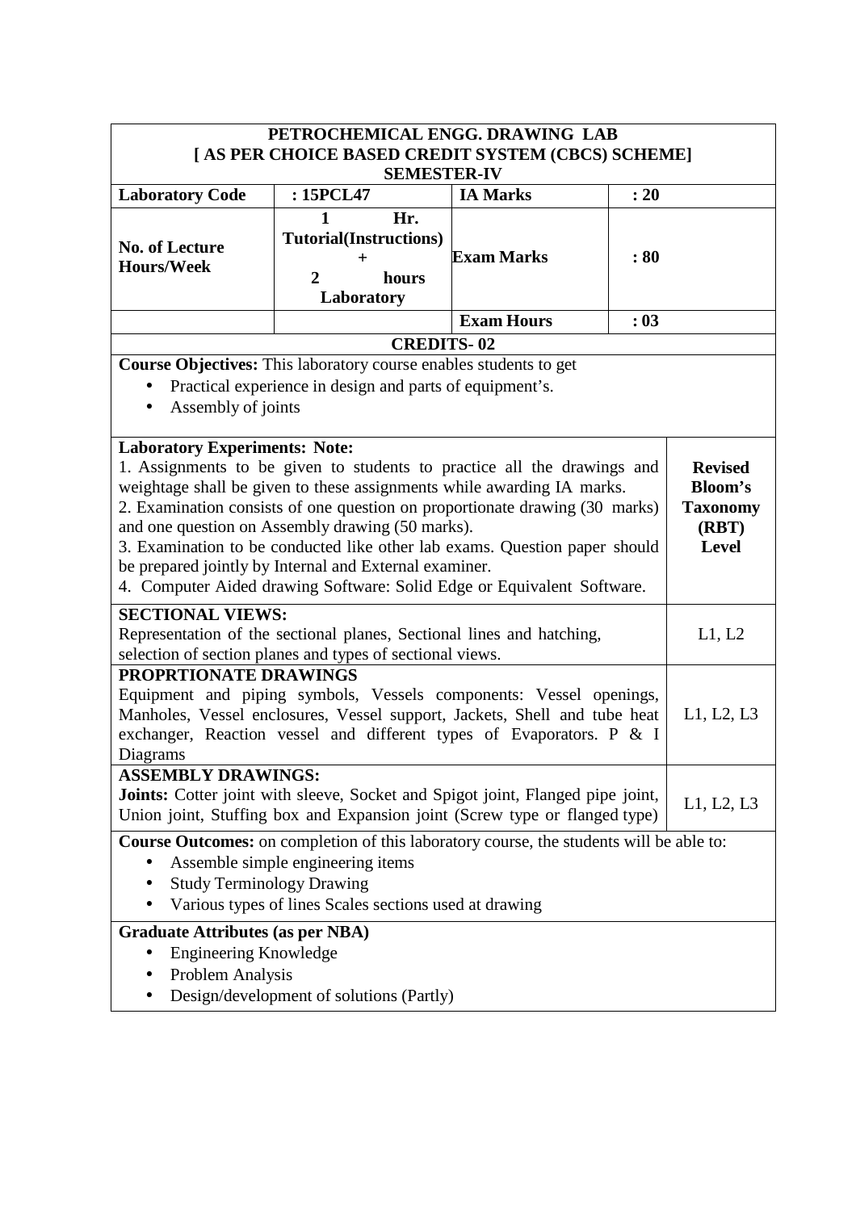# PETROCHEMICAL ENGG. DRAWING LAB
## [ AS PER CHOICE BASED CREDIT SYSTEM (CBCS) SCHEME]
### SEMESTER-IV

| **Laboratory Code** | **: 15PCL47** | **IA Marks** | **: 20** |
|---|---|---|---|
| **No. of Lecture Hours/Week** | **1 Hr. Tutorial(Instructions) + 2 hours Laboratory** | **Exam Marks** | **: 80** |
| | | **Exam Hours** | **: 03** |

**CREDITS- 02**

**Course Objectives:** This laboratory course enables students to get

- Practical experience in design and parts of equipment's.
- Assembly of joints

| **Laboratory Experiments: Note:**<br>1. Assignments to be given to students to practice all the drawings and weightage shall be given to these assignments while awarding IA marks.<br>2. Examination consists of one question on proportionate drawing (30 marks) and one question on Assembly drawing (50 marks).<br>3. Examination to be conducted like other lab exams. Question paper should be prepared jointly by Internal and External examiner.<br>4. Computer Aided drawing Software: Solid Edge or Equivalent Software. | **Revised Bloom's Taxonomy (RBT) Level** |
|---|---|
| **SECTIONAL VIEWS:**<br>Representation of the sectional planes, Sectional lines and hatching, selection of section planes and types of sectional views. | L1, L2 |
| **PROPRTIONATE DRAWINGS**<br>Equipment and piping symbols, Vessels components: Vessel openings, Manholes, Vessel enclosures, Vessel support, Jackets, Shell and tube heat exchanger, Reaction vessel and different types of Evaporators. P & I Diagrams | L1, L2, L3 |
| **ASSEMBLY DRAWINGS:**<br>**Joints:** Cotter joint with sleeve, Socket and Spigot joint, Flanged pipe joint, Union joint, Stuffing box and Expansion joint (Screw type or flanged type) | L1, L2, L3 |

**Course Outcomes:** on completion of this laboratory course, the students will be able to:

- Assemble simple engineering items
- Study Terminology Drawing
- Various types of lines Scales sections used at drawing

**Graduate Attributes (as per NBA)**

- Engineering Knowledge
- Problem Analysis
- Design/development of solutions (Partly)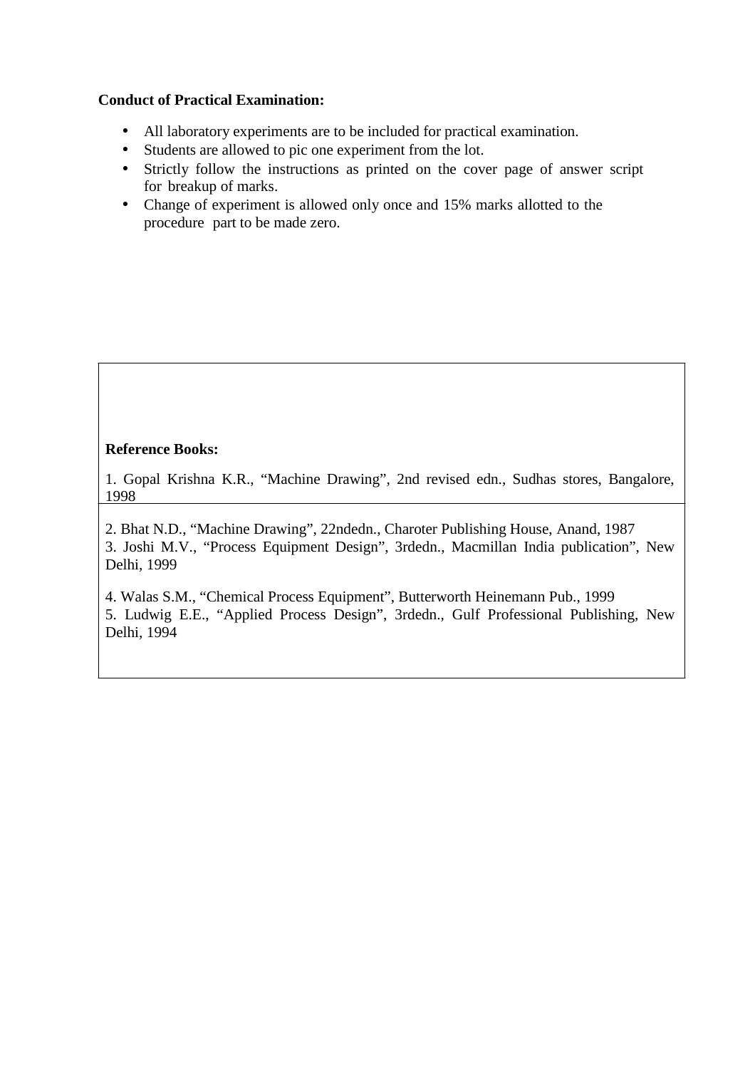**Conduct of Practical Examination:**

- All laboratory experiments are to be included for practical examination.
- Students are allowed to pic one experiment from the lot.
- Strictly follow the instructions as printed on the cover page of answer script for breakup of marks.
- Change of experiment is allowed only once and 15% marks allotted to the procedure part to be made zero.

**Reference Books:**

1. Gopal Krishna K.R., "Machine Drawing", 2nd revised edn., Sudhas stores, Bangalore, 1998
2. Bhat N.D., "Machine Drawing", 22ndedn., Charoter Publishing House, Anand, 1987
3. Joshi M.V., "Process Equipment Design", 3rdedn., Macmillan India publication", New Delhi, 1999
4. Walas S.M., "Chemical Process Equipment", Butterworth Heinemann Pub., 1999
5. Ludwig E.E., "Applied Process Design", 3rdedn., Gulf Professional Publishing, New Delhi, 1994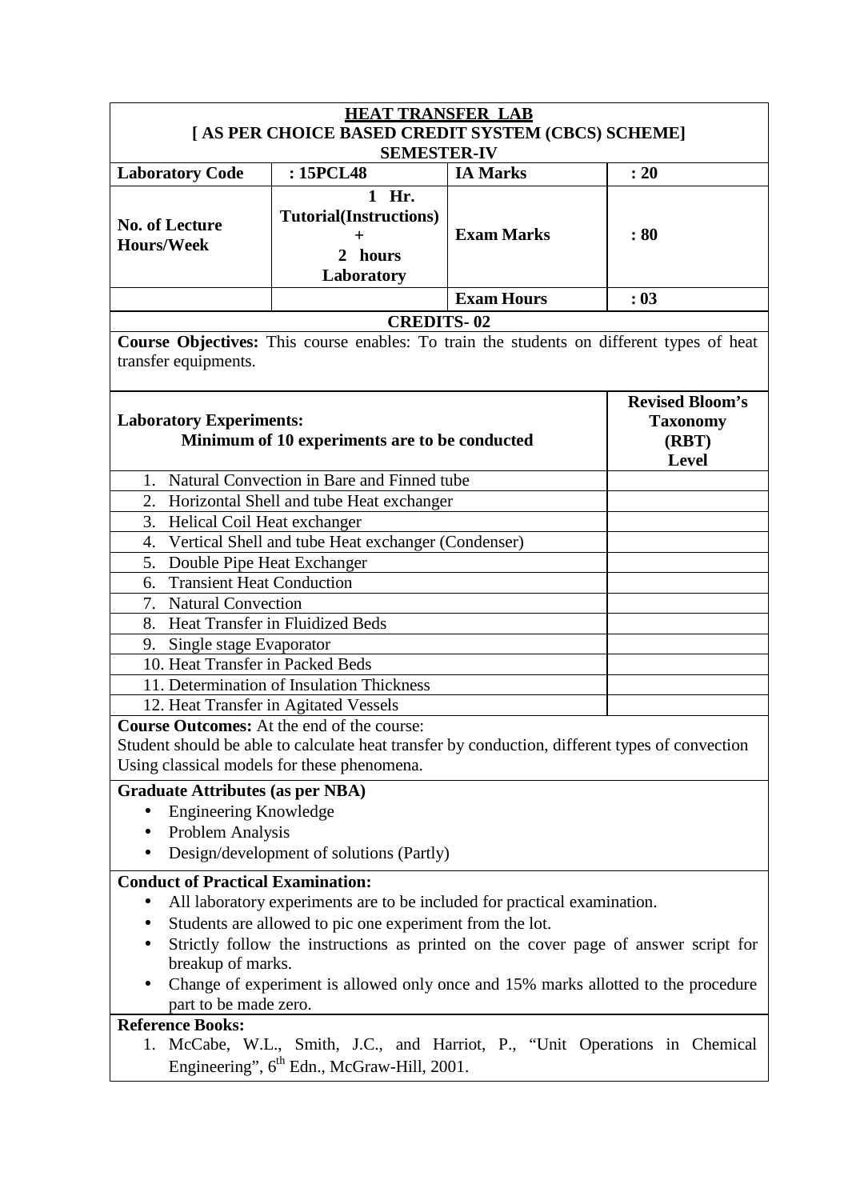## HEAT TRANSFER LAB

### [ AS PER CHOICE BASED CREDIT SYSTEM (CBCS) SCHEME]

### SEMESTER-IV

| | | | |
|---|---|---|---|
| **Laboratory Code** | **: 15PCL48** | **IA Marks** | **: 20** |
| **No. of Lecture Hours/Week** | **1 Hr. Tutorial(Instructions) + 2 hours Laboratory** | **Exam Marks** | **: 80** |
| | | **Exam Hours** | **: 03** |

**CREDITS- 02**

**Course Objectives:** This course enables: To train the students on different types of heat transfer equipments.

| **Laboratory Experiments:** Minimum of 10 experiments are to be conducted | **Revised Bloom's Taxonomy (RBT) Level** |
|---|---|
| 1. Natural Convection in Bare and Finned tube | |
| 2. Horizontal Shell and tube Heat exchanger | |
| 3. Helical Coil Heat exchanger | |
| 4. Vertical Shell and tube Heat exchanger (Condenser) | |
| 5. Double Pipe Heat Exchanger | |
| 6. Transient Heat Conduction | |
| 7. Natural Convection | |
| 8. Heat Transfer in Fluidized Beds | |
| 9. Single stage Evaporator | |
| 10. Heat Transfer in Packed Beds | |
| 11. Determination of Insulation Thickness | |
| 12. Heat Transfer in Agitated Vessels | |

**Course Outcomes:** At the end of the course:
Student should be able to calculate heat transfer by conduction, different types of convection Using classical models for these phenomena.

**Graduate Attributes (as per NBA)**

- Engineering Knowledge
- Problem Analysis
- Design/development of solutions (Partly)

**Conduct of Practical Examination:**

- All laboratory experiments are to be included for practical examination.
- Students are allowed to pic one experiment from the lot.
- Strictly follow the instructions as printed on the cover page of answer script for breakup of marks.
- Change of experiment is allowed only once and 15% marks allotted to the procedure part to be made zero.

**Reference Books:**

1. McCabe, W.L., Smith, J.C., and Harriot, P., "Unit Operations in Chemical Engineering", 6th Edn., McGraw-Hill, 2001.